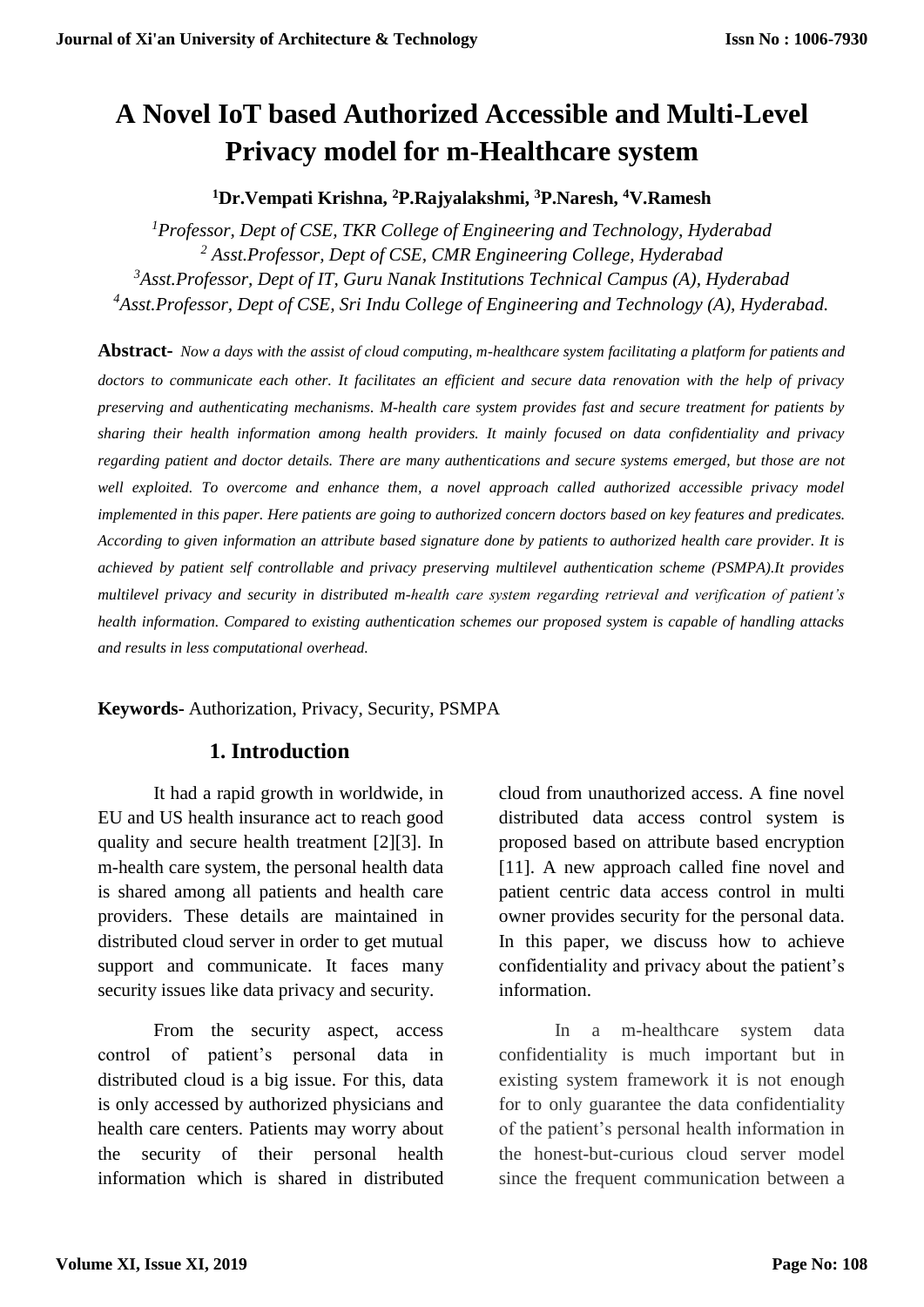# A Novel IoT based Authorized Accessible and Multi-Level Privacy model for m-Healthcare system

**[1]Dr.Vempati Krishna, [2]P.Rajyalakshmi, [3]P.Naresh, [4]V.Ramesh**

*[1]Professor, Dept of CSE, TKR College of Engineering and Technology, Hyderabad*
*[2] Asst.Professor, Dept of CSE, CMR Engineering College, Hyderabad*
*[3]Asst.Professor, Dept of IT, Guru Nanak Institutions Technical Campus (A), Hyderabad*
*[4]Asst.Professor, Dept of CSE, Sri Indu College of Engineering and Technology (A), Hyderabad.*

**Abstract-** *Now a days with the assist of cloud computing, m-healthcare system facilitating a platform for patients and doctors to communicate each other. It facilitates an efficient and secure data renovation with the help of privacy preserving and authenticating mechanisms. M-health care system provides fast and secure treatment for patients by sharing their health information among health providers. It mainly focused on data confidentiality and privacy regarding patient and doctor details. There are many authentications and secure systems emerged, but those are not well exploited. To overcome and enhance them, a novel approach called authorized accessible privacy model implemented in this paper. Here patients are going to authorized concern doctors based on key features and predicates. According to given information an attribute based signature done by patients to authorized health care provider. It is achieved by patient self controllable and privacy preserving multilevel authentication scheme (PSMPA).It provides multilevel privacy and security in distributed m-health care system regarding retrieval and verification of patient's health information. Compared to existing authentication schemes our proposed system is capable of handling attacks and results in less computational overhead.*

**Keywords-** Authorization, Privacy, Security, PSMPA

## 1. Introduction

It had a rapid growth in worldwide, in EU and US health insurance act to reach good quality and secure health treatment [2][3]. In m-health care system, the personal health data is shared among all patients and health care providers. These details are maintained in distributed cloud server in order to get mutual support and communicate. It faces many security issues like data privacy and security.

From the security aspect, access control of patient's personal data in distributed cloud is a big issue. For this, data is only accessed by authorized physicians and health care centers. Patients may worry about the security of their personal health information which is shared in distributed cloud from unauthorized access. A fine novel distributed data access control system is proposed based on attribute based encryption [11]. A new approach called fine novel and patient centric data access control in multi owner provides security for the personal data. In this paper, we discuss how to achieve confidentiality and privacy about the patient's information.

In a m-healthcare system data confidentiality is much important but in existing system framework it is not enough for to only guarantee the data confidentiality of the patient's personal health information in the honest-but-curious cloud server model since the frequent communication between a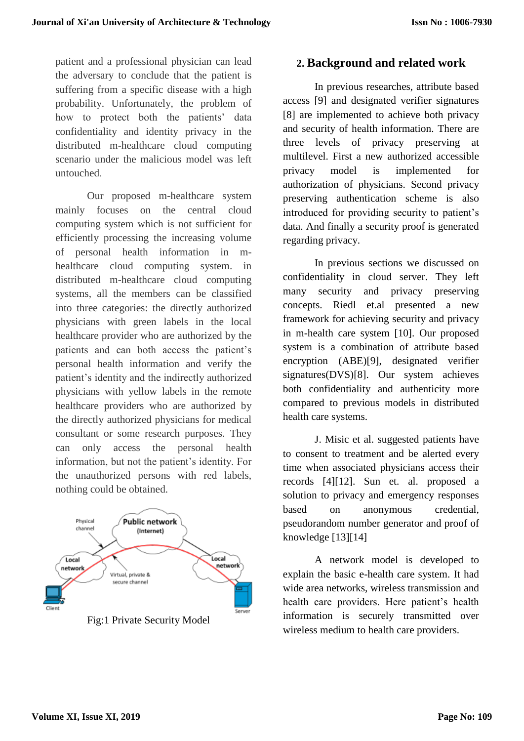patient and a professional physician can lead the adversary to conclude that the patient is suffering from a specific disease with a high probability. Unfortunately, the problem of how to protect both the patients' data confidentiality and identity privacy in the distributed m-healthcare cloud computing scenario under the malicious model was left untouched.

Our proposed m-healthcare system mainly focuses on the central cloud computing system which is not sufficient for efficiently processing the increasing volume of personal health information in m-healthcare cloud computing system. in distributed m-healthcare cloud computing systems, all the members can be classified into three categories: the directly authorized physicians with green labels in the local healthcare provider who are authorized by the patients and can both access the patient's personal health information and verify the patient's identity and the indirectly authorized physicians with yellow labels in the remote healthcare providers who are authorized by the directly authorized physicians for medical consultant or some research purposes. They can only access the personal health information, but not the patient's identity. For the unauthorized persons with red labels, nothing could be obtained.

Fig:1 Private Security Model

## 2. Background and related work

In previous researches, attribute based access [9] and designated verifier signatures [8] are implemented to achieve both privacy and security of health information. There are three levels of privacy preserving at multilevel. First a new authorized accessible privacy model is implemented for authorization of physicians. Second privacy preserving authentication scheme is also introduced for providing security to patient's data. And finally a security proof is generated regarding privacy.

In previous sections we discussed on confidentiality in cloud server. They left many security and privacy preserving concepts. Riedl et.al presented a new framework for achieving security and privacy in m-health care system [10]. Our proposed system is a combination of attribute based encryption (ABE)[9], designated verifier signatures(DVS)[8]. Our system achieves both confidentiality and authenticity more compared to previous models in distributed health care systems.

J. Misic et al. suggested patients have to consent to treatment and be alerted every time when associated physicians access their records [4][12]. Sun et. al. proposed a solution to privacy and emergency responses based on anonymous credential, pseudorandom number generator and proof of knowledge [13][14]

A network model is developed to explain the basic e-health care system. It had wide area networks, wireless transmission and health care providers. Here patient's health information is securely transmitted over wireless medium to health care providers.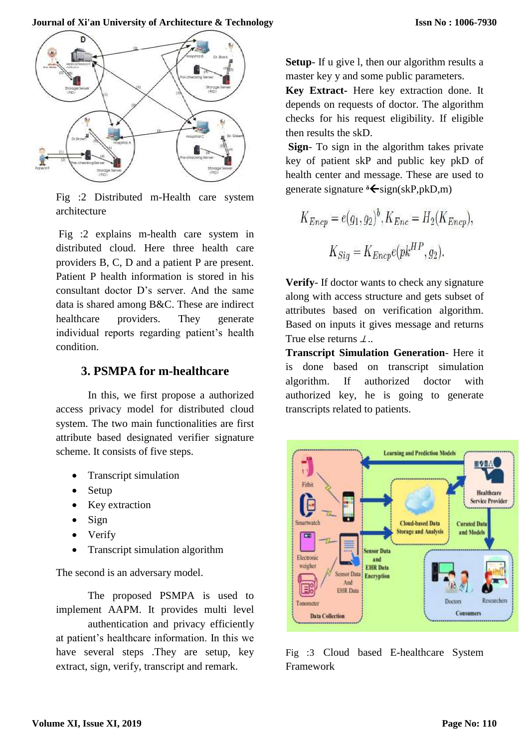Fig :2 Distributed m-Health care system architecture

Fig :2 explains m-health care system in distributed cloud. Here three health care providers B, C, D and a patient P are present. Patient P health information is stored in his consultant doctor D's server. And the same data is shared among B&C. These are indirect healthcare providers. They generate individual reports regarding patient's health condition.

## 3. PSMPA for m-healthcare

In this, we first propose a authorized access privacy model for distributed cloud system. The two main functionalities are first attribute based designated verifier signature scheme. It consists of five steps.

- Transcript simulation
- Setup
- Key extraction
- Sign
- Verify
- Transcript simulation algorithm

The second is an adversary model.

The proposed PSMPA is used to implement AAPM. It provides multi level authentication and privacy efficiently at patient's healthcare information. In this we have several steps .They are setup, key extract, sign, verify, transcript and remark.

**Setup**- If u give l, then our algorithm results a master key y and some public parameters.

**Key Extract**- Here key extraction done. It depends on requests of doctor. The algorithm checks for his request eligibility. If eligible then results the skD.

**Sign**- To sign in the algorithm takes private key of patient skP and public key pkD of health center and message. These are used to generate signature $^{\delta}\leftarrow$sign(skP,pkD,m)

$$K_{Encp} = e(g_1, g_2)^b, K_{Enc} = H_2(K_{Encp}),$$

$$K_{Sig} = K_{Encp} e(pk^{HP}, g_2).$$

**Verify**- If doctor wants to check any signature along with access structure and gets subset of attributes based on verification algorithm. Based on inputs it gives message and returns True else returns $\perp$..

**Transcript Simulation Generation**- Here it is done based on transcript simulation algorithm. If authorized doctor with authorized key, he is going to generate transcripts related to patients.

Fig :3 Cloud based E-healthcare System Framework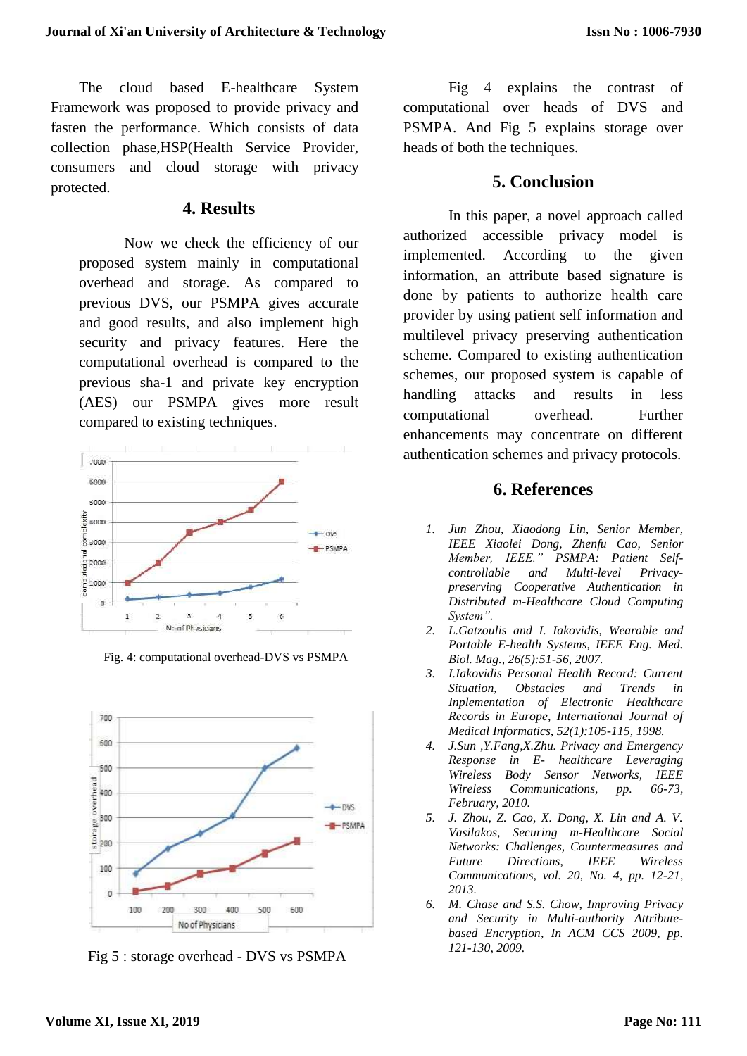The cloud based E-healthcare System Framework was proposed to provide privacy and fasten the performance. Which consists of data collection phase,HSP(Health Service Provider, consumers and cloud storage with privacy protected.

## 4. Results

Now we check the efficiency of our proposed system mainly in computational overhead and storage. As compared to previous DVS, our PSMPA gives accurate and good results, and also implement high security and privacy features. Here the computational overhead is compared to the previous sha-1 and private key encryption (AES) our PSMPA gives more result compared to existing techniques.

Fig. 4: computational overhead-DVS vs PSMPA

Fig 5 : storage overhead - DVS vs PSMPA

Fig 4 explains the contrast of computational over heads of DVS and PSMPA. And Fig 5 explains storage over heads of both the techniques.

## 5. Conclusion

In this paper, a novel approach called authorized accessible privacy model is implemented. According to the given information, an attribute based signature is done by patients to authorize health care provider by using patient self information and multilevel privacy preserving authentication scheme. Compared to existing authentication schemes, our proposed system is capable of handling attacks and results in less computational overhead. Further enhancements may concentrate on different authentication schemes and privacy protocols.

## 6. References

1. *Jun Zhou, Xiaodong Lin, Senior Member, IEEE Xiaolei Dong, Zhenfu Cao, Senior Member, IEEE." PSMPA: Patient Self-controllable and Multi-level Privacy-preserving Cooperative Authentication in Distributed m-Healthcare Cloud Computing System".*
2. *L.Gatzoulis and I. Iakovidis, Wearable and Portable E-health Systems, IEEE Eng. Med. Biol. Mag., 26(5):51-56, 2007.*
3. *I.Iakovidis Personal Health Record: Current Situation, Obstacles and Trends in Inplementation of Electronic Healthcare Records in Europe, International Journal of Medical Informatics, 52(1):105-115, 1998.*
4. *J.Sun ,Y.Fang,X.Zhu. Privacy and Emergency Response in E- healthcare Leveraging Wireless Body Sensor Networks, IEEE Wireless Communications, pp. 66-73, February, 2010.*
5. *J. Zhou, Z. Cao, X. Dong, X. Lin and A. V. Vasilakos, Securing m-Healthcare Social Networks: Challenges, Countermeasures and Future Directions, IEEE Wireless Communications, vol. 20, No. 4, pp. 12-21, 2013.*
6. *M. Chase and S.S. Chow, Improving Privacy and Security in Multi-authority Attribute-based Encryption, In ACM CCS 2009, pp. 121-130, 2009.*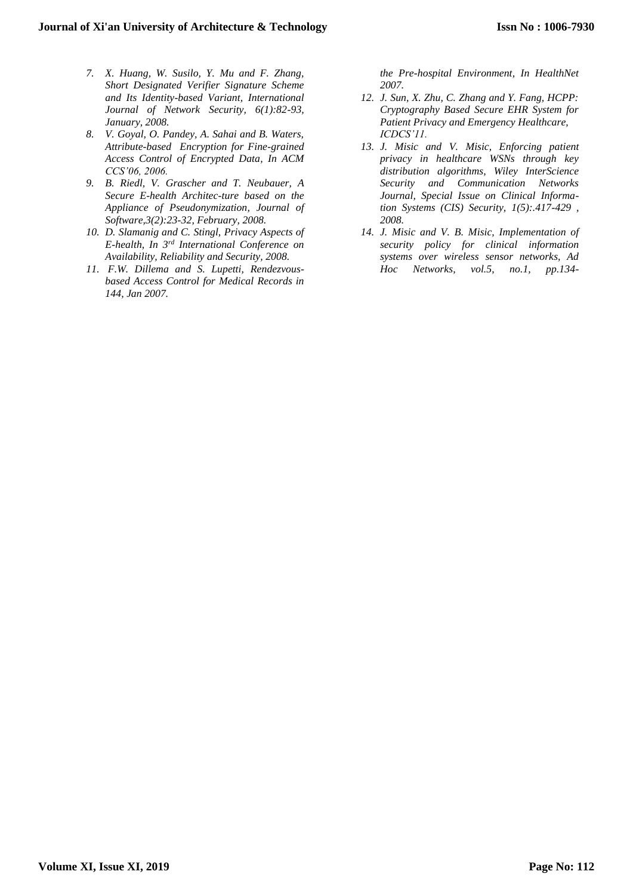7. *X. Huang, W. Susilo, Y. Mu and F. Zhang, Short Designated Verifier Signature Scheme and Its Identity-based Variant, International Journal of Network Security, 6(1):82-93, January, 2008.*
8. *V. Goyal, O. Pandey, A. Sahai and B. Waters, Attribute-based Encryption for Fine-grained Access Control of Encrypted Data, In ACM CCS'06, 2006.*
9. *B. Riedl, V. Grascher and T. Neubauer, A Secure E-health Architec-ture based on the Appliance of Pseudonymization, Journal of Software,3(2):23-32, February, 2008.*
10. *D. Slamanig and C. Stingl, Privacy Aspects of E-health, In 3rd International Conference on Availability, Reliability and Security, 2008.*
11. *F.W. Dillema and S. Lupetti, Rendezvous-based Access Control for Medical Records in the Pre-hospital Environment, In HealthNet 2007.*
12. *J. Sun, X. Zhu, C. Zhang and Y. Fang, HCPP: Cryptography Based Secure EHR System for Patient Privacy and Emergency Healthcare, ICDCS'11.*
13. *J. Misic and V. Misic, Enforcing patient privacy in healthcare WSNs through key distribution algorithms, Wiley InterScience Security and Communication Networks Journal, Special Issue on Clinical Information Systems (CIS) Security, 1(5):.417-429 , 2008.*
14. *J. Misic and V. B. Misic, Implementation of security policy for clinical information systems over wireless sensor networks, Ad Hoc Networks, vol.5, no.1, pp.134-144, Jan 2007.*